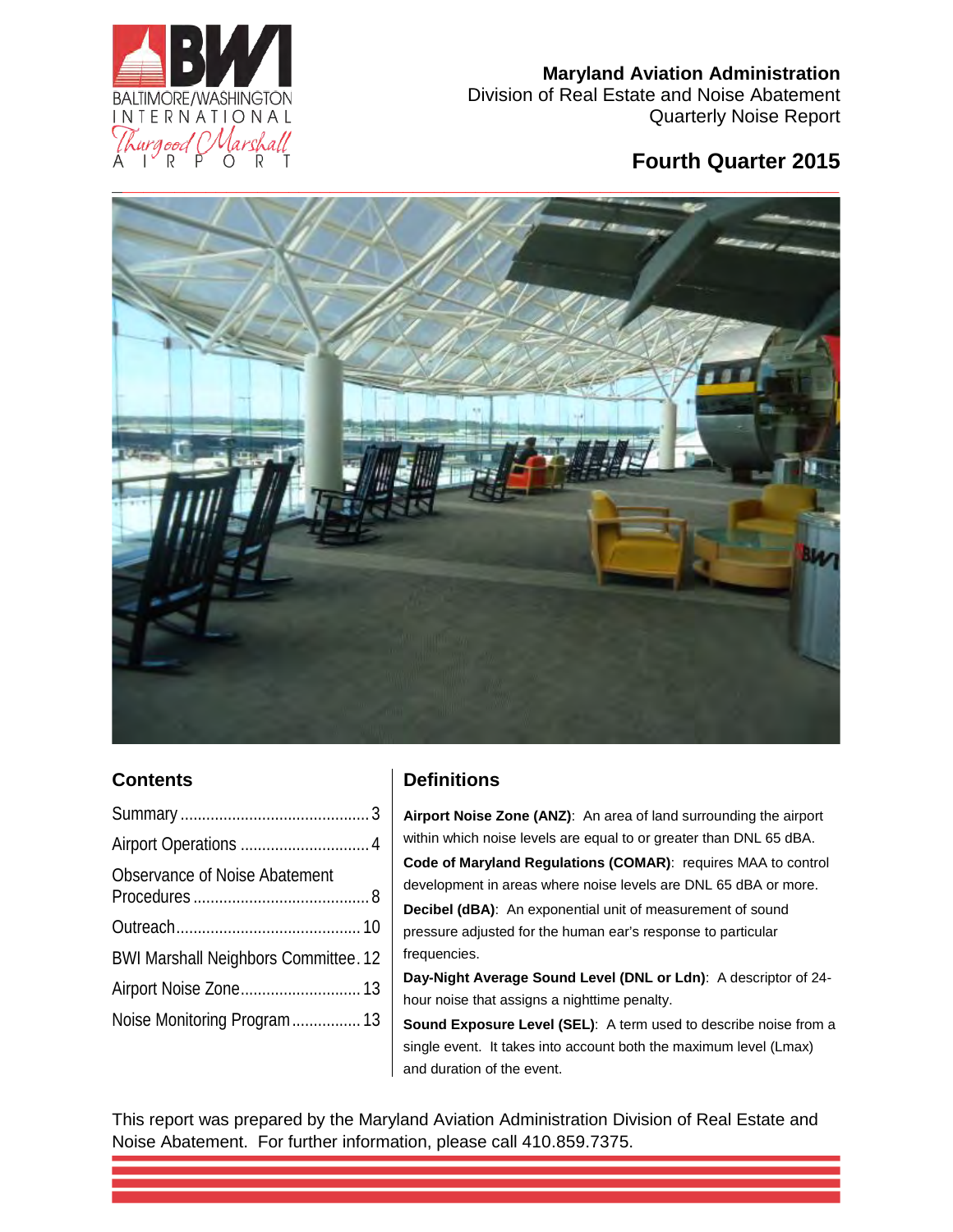# Maryland Aviation Administration

Division of Real Estate and Noise Abatement

Quarterly Noise Report

## Fourth Quarter 2015

## Contents

| | |
|---|---|
| Summary | 3 |
| Airport Operations | 4 |
| Observance of Noise Abatement Procedures | 8 |
| Outreach | 10 |
| BWI Marshall Neighbors Committee | 12 |
| Airport Noise Zone | 13 |
| Noise Monitoring Program | 13 |

## Definitions

**Airport Noise Zone (ANZ)**: An area of land surrounding the airport within which noise levels are equal to or greater than DNL 65 dBA.

**Code of Maryland Regulations (COMAR)**: requires MAA to control development in areas where noise levels are DNL 65 dBA or more.

**Decibel (dBA)**: An exponential unit of measurement of sound pressure adjusted for the human ear's response to particular frequencies.

**Day-Night Average Sound Level (DNL or Ldn)**: A descriptor of 24-hour noise that assigns a nighttime penalty.

**Sound Exposure Level (SEL)**: A term used to describe noise from a single event. It takes into account both the maximum level (Lmax) and duration of the event.

This report was prepared by the Maryland Aviation Administration Division of Real Estate and Noise Abatement. For further information, please call 410.859.7375.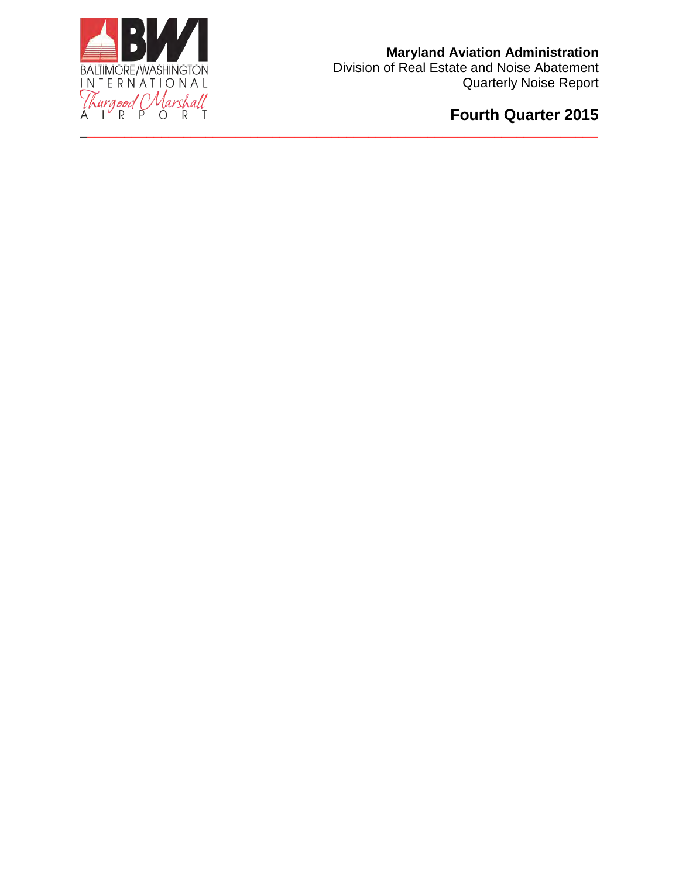**Maryland Aviation Administration**
Division of Real Estate and Noise Abatement
Quarterly Noise Report

**Fourth Quarter 2015**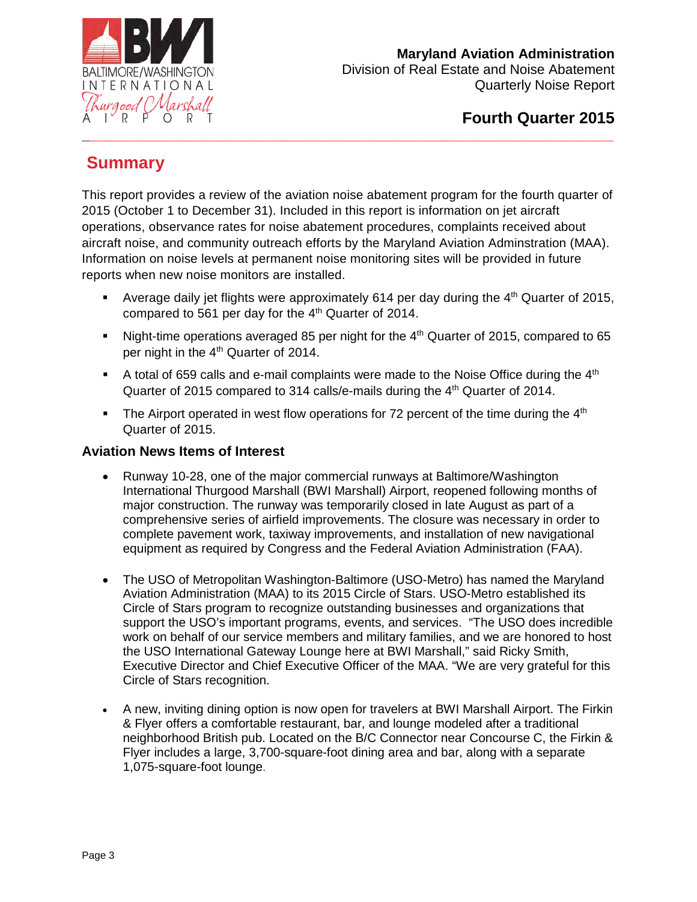Maryland Aviation Administration
Division of Real Estate and Noise Abatement
Quarterly Noise Report

# Fourth Quarter 2015

## Summary

This report provides a review of the aviation noise abatement program for the fourth quarter of 2015 (October 1 to December 31). Included in this report is information on jet aircraft operations, observance rates for noise abatement procedures, complaints received about aircraft noise, and community outreach efforts by the Maryland Aviation Adminstration (MAA). Information on noise levels at permanent noise monitoring sites will be provided in future reports when new noise monitors are installed.

- Average daily jet flights were approximately 614 per day during the 4th Quarter of 2015, compared to 561 per day for the 4th Quarter of 2014.
- Night-time operations averaged 85 per night for the 4th Quarter of 2015, compared to 65 per night in the 4th Quarter of 2014.
- A total of 659 calls and e-mail complaints were made to the Noise Office during the 4th Quarter of 2015 compared to 314 calls/e-mails during the 4th Quarter of 2014.
- The Airport operated in west flow operations for 72 percent of the time during the 4th Quarter of 2015.

### Aviation News Items of Interest

- Runway 10-28, one of the major commercial runways at Baltimore/Washington International Thurgood Marshall (BWI Marshall) Airport, reopened following months of major construction. The runway was temporarily closed in late August as part of a comprehensive series of airfield improvements. The closure was necessary in order to complete pavement work, taxiway improvements, and installation of new navigational equipment as required by Congress and the Federal Aviation Administration (FAA).

- The USO of Metropolitan Washington-Baltimore (USO-Metro) has named the Maryland Aviation Administration (MAA) to its 2015 Circle of Stars. USO-Metro established its Circle of Stars program to recognize outstanding businesses and organizations that support the USO's important programs, events, and services. "The USO does incredible work on behalf of our service members and military families, and we are honored to host the USO International Gateway Lounge here at BWI Marshall," said Ricky Smith, Executive Director and Chief Executive Officer of the MAA. "We are very grateful for this Circle of Stars recognition.

- A new, inviting dining option is now open for travelers at BWI Marshall Airport. The Firkin & Flyer offers a comfortable restaurant, bar, and lounge modeled after a traditional neighborhood British pub. Located on the B/C Connector near Concourse C, the Firkin & Flyer includes a large, 3,700-square-foot dining area and bar, along with a separate 1,075-square-foot lounge.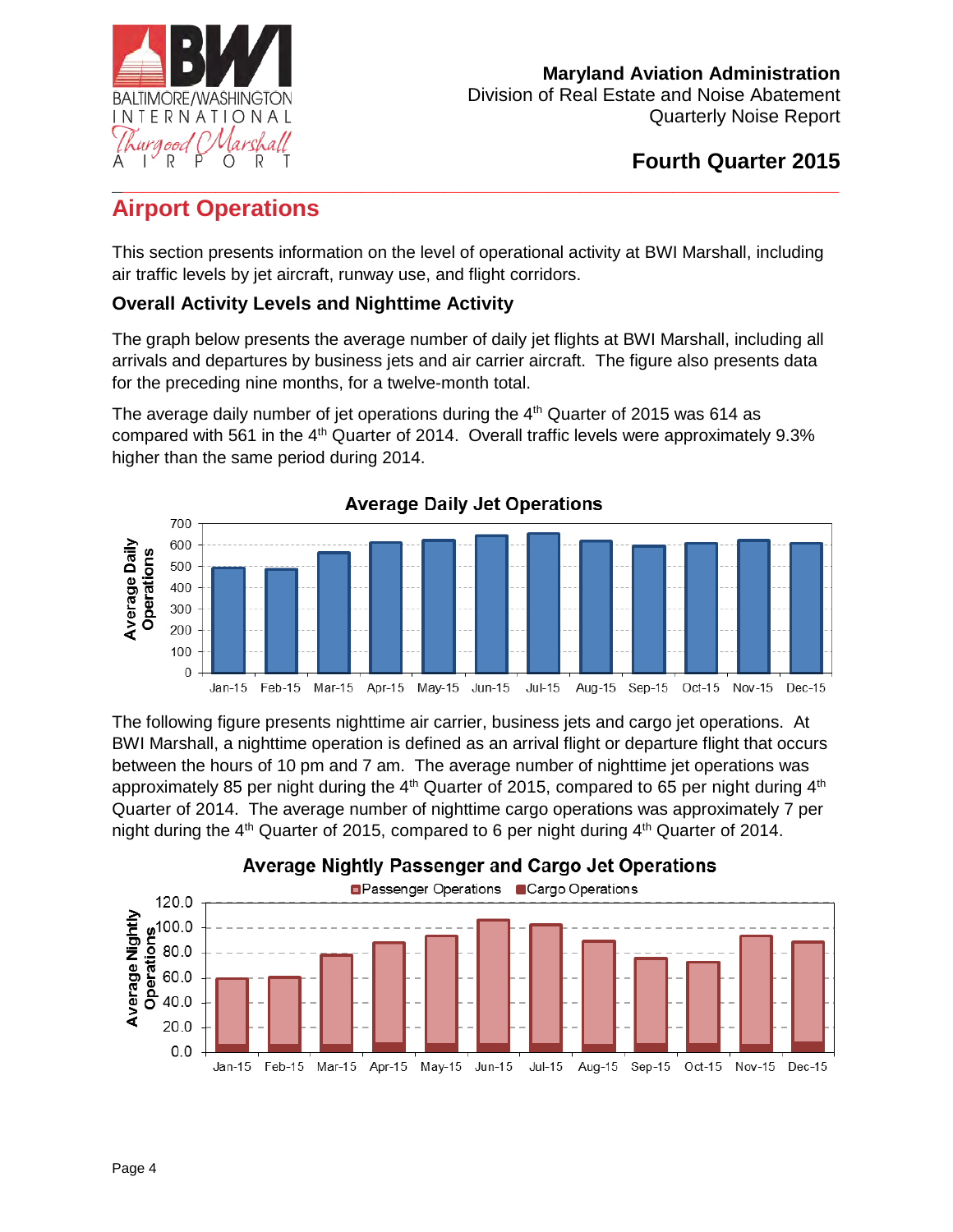Maryland Aviation Administration
Division of Real Estate and Noise Abatement
Quarterly Noise Report

**Fourth Quarter 2015**

## Airport Operations

This section presents information on the level of operational activity at BWI Marshall, including air traffic levels by jet aircraft, runway use, and flight corridors.

### Overall Activity Levels and Nighttime Activity

The graph below presents the average number of daily jet flights at BWI Marshall, including all arrivals and departures by business jets and air carrier aircraft. The figure also presents data for the preceding nine months, for a twelve-month total.

The average daily number of jet operations during the 4th Quarter of 2015 was 614 as compared with 561 in the 4th Quarter of 2014. Overall traffic levels were approximately 9.3% higher than the same period during 2014.

The following figure presents nighttime air carrier, business jets and cargo jet operations. At BWI Marshall, a nighttime operation is defined as an arrival flight or departure flight that occurs between the hours of 10 pm and 7 am. The average number of nighttime jet operations was approximately 85 per night during the 4th Quarter of 2015, compared to 65 per night during 4th Quarter of 2014. The average number of nighttime cargo operations was approximately 7 per night during the 4th Quarter of 2015, compared to 6 per night during 4th Quarter of 2014.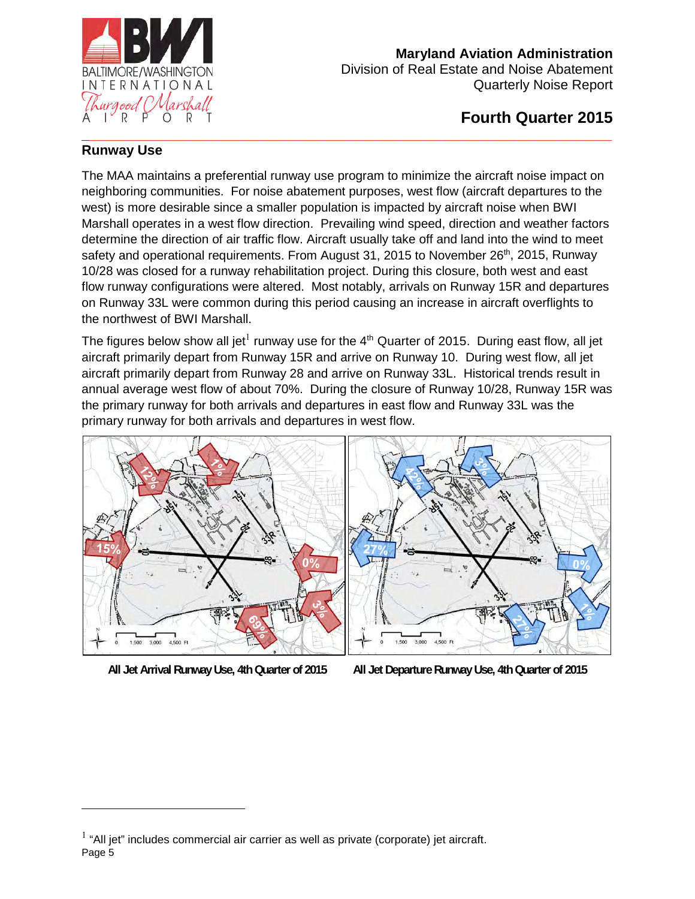## Runway Use

The MAA maintains a preferential runway use program to minimize the aircraft noise impact on neighboring communities. For noise abatement purposes, west flow (aircraft departures to the west) is more desirable since a smaller population is impacted by aircraft noise when BWI Marshall operates in a west flow direction. Prevailing wind speed, direction and weather factors determine the direction of air traffic flow. Aircraft usually take off and land into the wind to meet safety and operational requirements. From August 31, 2015 to November 26th, 2015, Runway 10/28 was closed for a runway rehabilitation project. During this closure, both west and east flow runway configurations were altered. Most notably, arrivals on Runway 15R and departures on Runway 33L were common during this period causing an increase in aircraft overflights to the northwest of BWI Marshall.

The figures below show all jet[1] runway use for the 4th Quarter of 2015. During east flow, all jet aircraft primarily depart from Runway 15R and arrive on Runway 10. During west flow, all jet aircraft primarily depart from Runway 28 and arrive on Runway 33L. Historical trends result in annual average west flow of about 70%. During the closure of Runway 10/28, Runway 15R was the primary runway for both arrivals and departures in east flow and Runway 33L was the primary runway for both arrivals and departures in west flow.

All Jet Arrival Runway Use, 4th Quarter of 2015

All Jet Departure Runway Use, 4th Quarter of 2015

[1] "All jet" includes commercial air carrier as well as private (corporate) jet aircraft.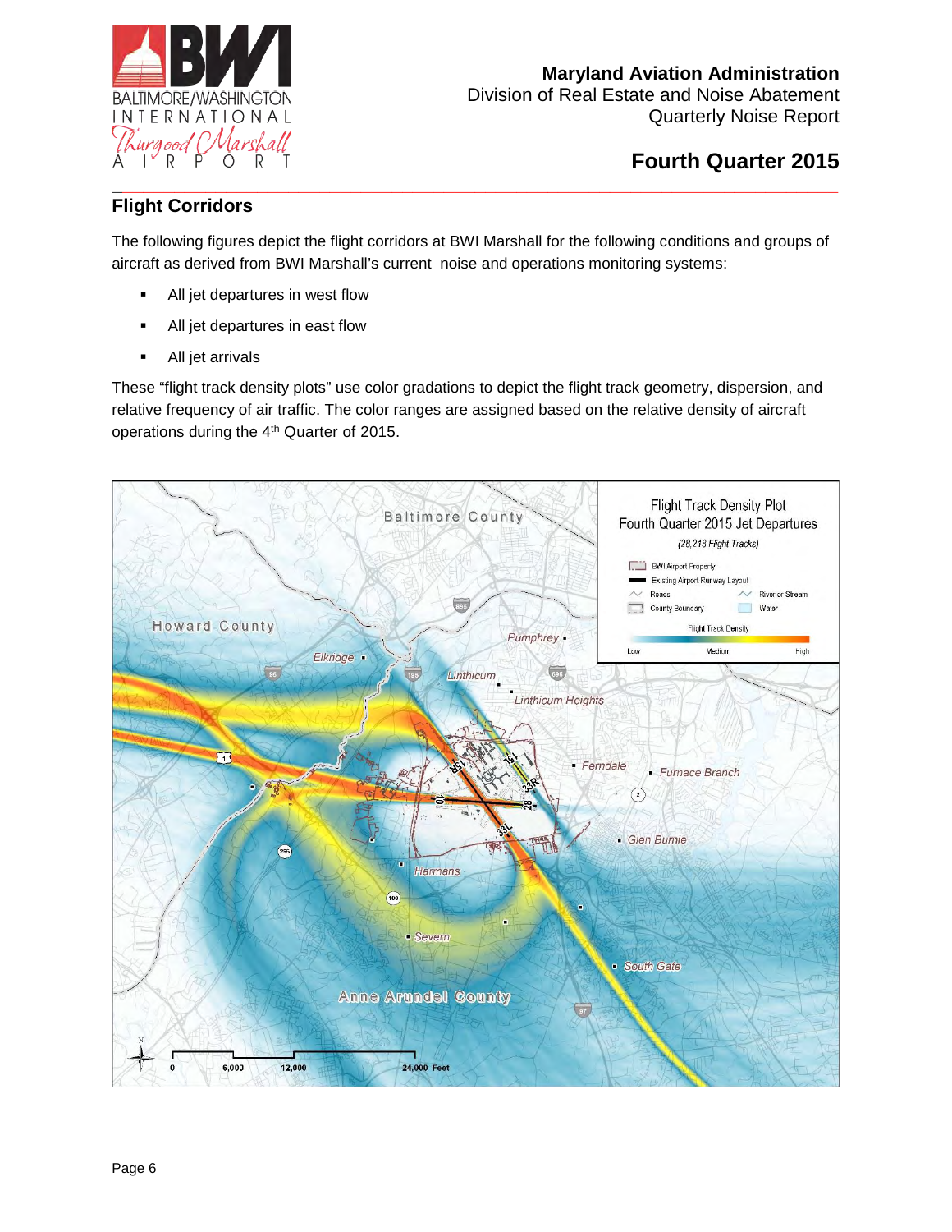## Flight Corridors

The following figures depict the flight corridors at BWI Marshall for the following conditions and groups of aircraft as derived from BWI Marshall's current noise and operations monitoring systems:

- All jet departures in west flow
- All jet departures in east flow
- All jet arrivals

These "flight track density plots" use color gradations to depict the flight track geometry, dispersion, and relative frequency of air traffic. The color ranges are assigned based on the relative density of aircraft operations during the 4th Quarter of 2015.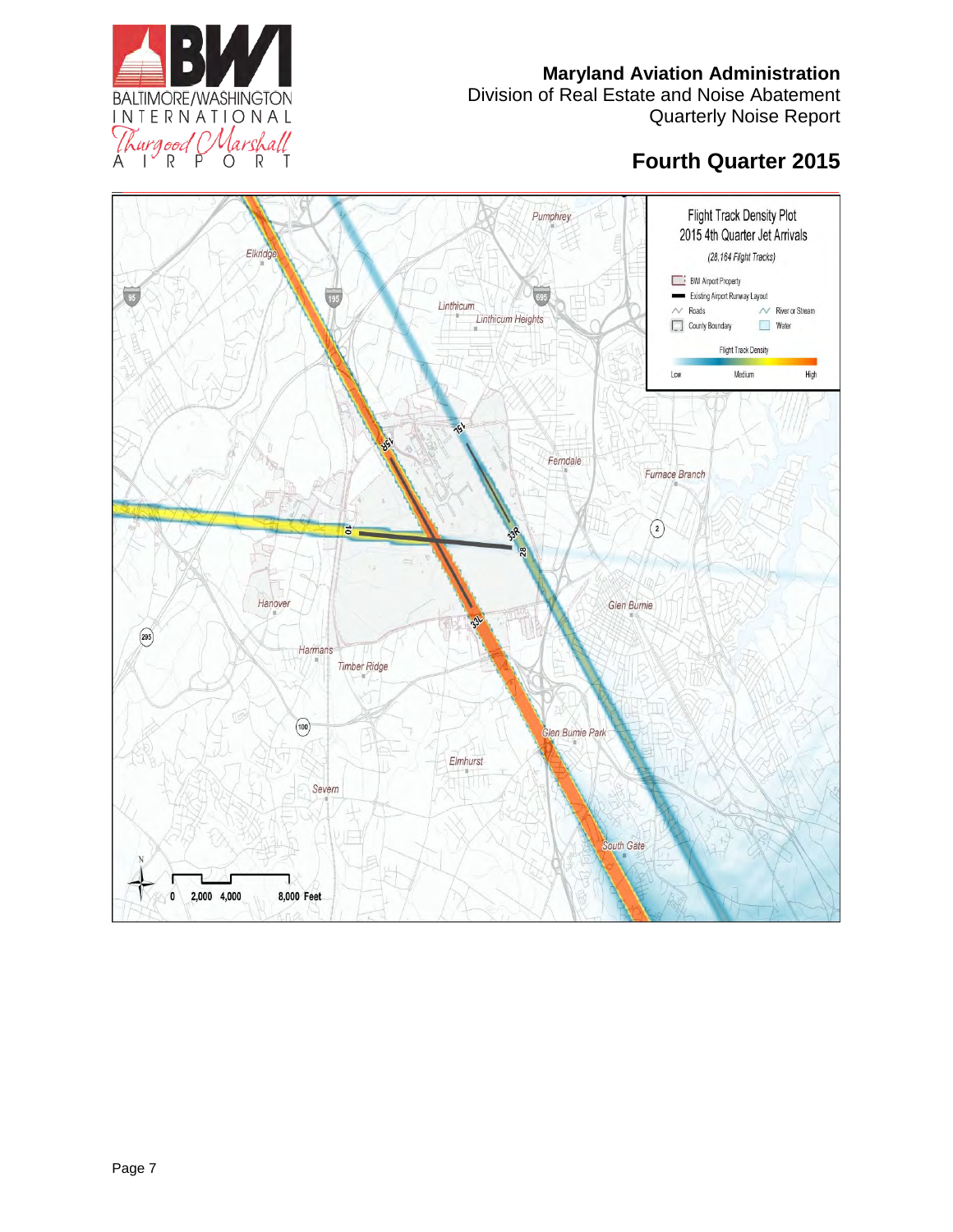**Maryland Aviation Administration**
Division of Real Estate and Noise Abatement
Quarterly Noise Report

## Fourth Quarter 2015

Flight Track Density Plot
2015 4th Quarter Jet Arrivals
(28,164 Flight Tracks)

BWI Airport Property
Existing Airport Runway Layout
Roads
River or Stream
County Boundary
Water

Flight Track Density
Low — Medium — High

0 2,000 4,000 8,000 Feet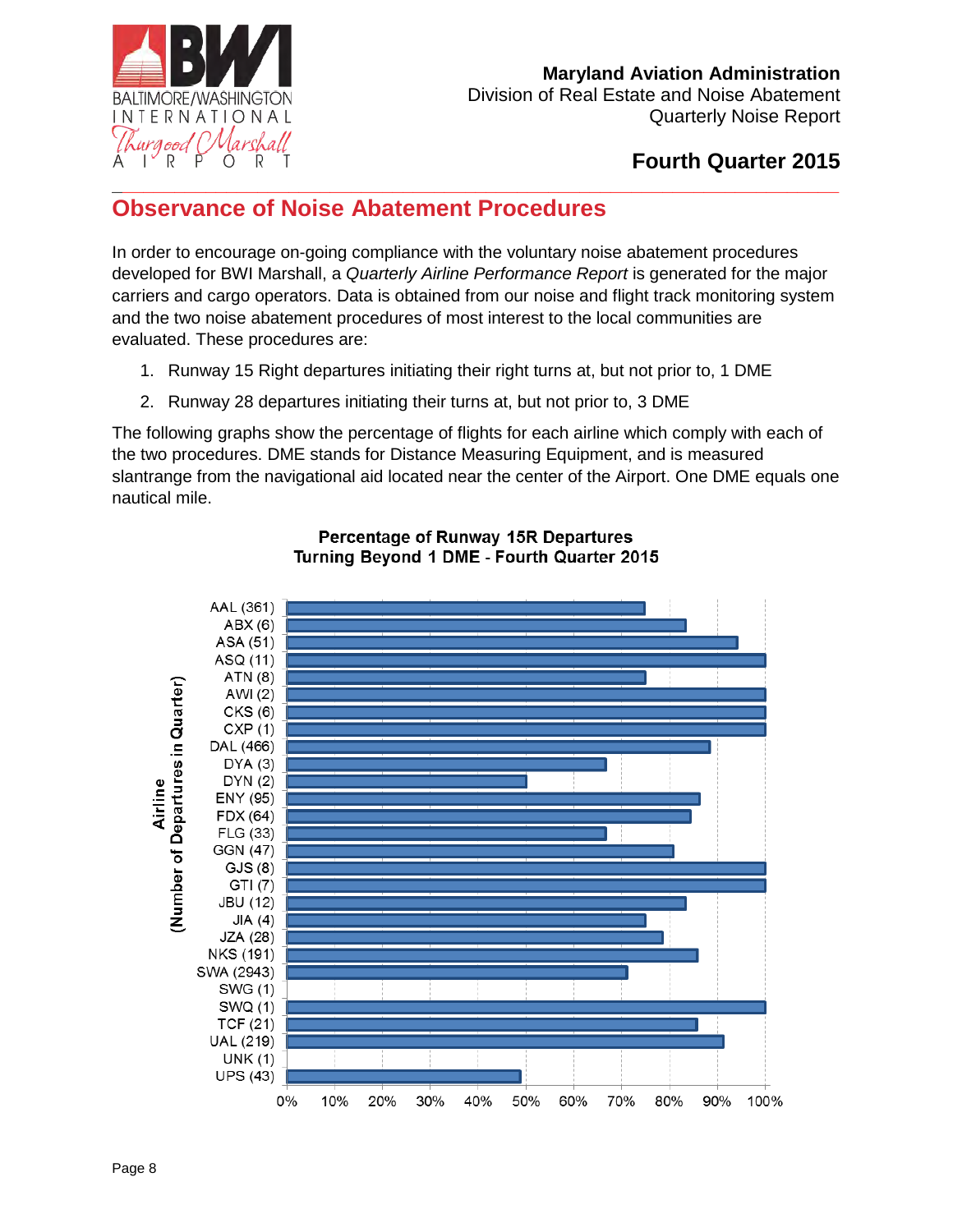Maryland Aviation Administration
Division of Real Estate and Noise Abatement
Quarterly Noise Report

**Fourth Quarter 2015**

## Observance of Noise Abatement Procedures

In order to encourage on-going compliance with the voluntary noise abatement procedures developed for BWI Marshall, a *Quarterly Airline Performance Report* is generated for the major carriers and cargo operators. Data is obtained from our noise and flight track monitoring system and the two noise abatement procedures of most interest to the local communities are evaluated. These procedures are:

1. Runway 15 Right departures initiating their right turns at, but not prior to, 1 DME
2. Runway 28 departures initiating their turns at, but not prior to, 3 DME

The following graphs show the percentage of flights for each airline which comply with each of the two procedures. DME stands for Distance Measuring Equipment, and is measured slantrange from the navigational aid located near the center of the Airport. One DME equals one nautical mile.

**Percentage of Runway 15R Departures Turning Beyond 1 DME - Fourth Quarter 2015**

| Airline (Number of Departures in Quarter) |
|---|
| AAL (361) |
| ABX (6) |
| ASA (51) |
| ASQ (11) |
| ATN (8) |
| AWI (2) |
| CKS (6) |
| CXP (1) |
| DAL (466) |
| DYA (3) |
| DYN (2) |
| ENY (95) |
| FDX (64) |
| FLG (33) |
| GGN (47) |
| GJS (8) |
| GTI (7) |
| JBU (12) |
| JIA (4) |
| JZA (28) |
| NKS (191) |
| SWA (2943) |
| SWG (1) |
| SWQ (1) |
| TCF (21) |
| UAL (219) |
| UNK (1) |
| UPS (43) |

0% 10% 20% 30% 40% 50% 60% 70% 80% 90% 100%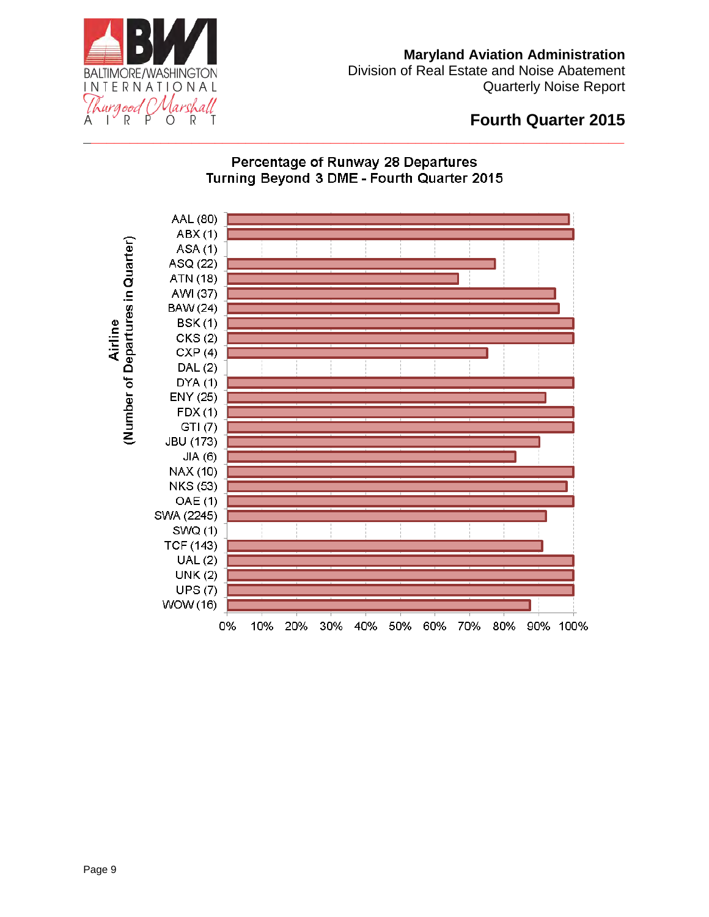Maryland Aviation Administration
Division of Real Estate and Noise Abatement
Quarterly Noise Report

## Fourth Quarter 2015

### Percentage of Runway 28 Departures Turning Beyond 3 DME - Fourth Quarter 2015

Airline (Number of Departures in Quarter)

AAL (80)
ABX (1)
ASA (1)
ASQ (22)
ATN (18)
AWI (37)
BAW (24)
BSK (1)
CKS (2)
CXP (4)
DAL (2)
DYA (1)
ENY (25)
FDX (1)
GTI (7)
JBU (173)
JIA (6)
NAX (10)
NKS (53)
OAE (1)
SWA (2245)
SWQ (1)
TCF (143)
UAL (2)
UNK (2)
UPS (7)
WOW (16)

0% 10% 20% 30% 40% 50% 60% 70% 80% 90% 100%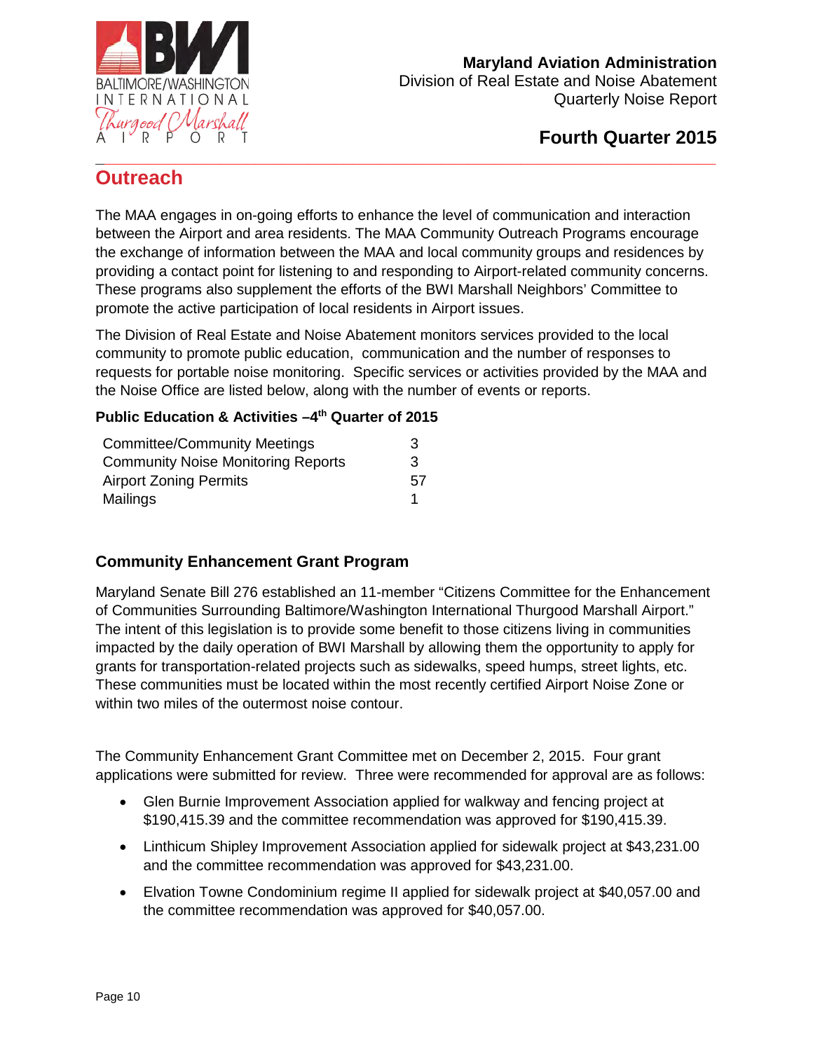## Outreach

The MAA engages in on-going efforts to enhance the level of communication and interaction between the Airport and area residents. The MAA Community Outreach Programs encourage the exchange of information between the MAA and local community groups and residences by providing a contact point for listening to and responding to Airport-related community concerns. These programs also supplement the efforts of the BWI Marshall Neighbors' Committee to promote the active participation of local residents in Airport issues.

The Division of Real Estate and Noise Abatement monitors services provided to the local community to promote public education, communication and the number of responses to requests for portable noise monitoring. Specific services or activities provided by the MAA and the Noise Office are listed below, along with the number of events or reports.

**Public Education & Activities –4th Quarter of 2015**

| | |
|---|---|
| Committee/Community Meetings | 3 |
| Community Noise Monitoring Reports | 3 |
| Airport Zoning Permits | 57 |
| Mailings | 1 |

### Community Enhancement Grant Program

Maryland Senate Bill 276 established an 11-member "Citizens Committee for the Enhancement of Communities Surrounding Baltimore/Washington International Thurgood Marshall Airport." The intent of this legislation is to provide some benefit to those citizens living in communities impacted by the daily operation of BWI Marshall by allowing them the opportunity to apply for grants for transportation-related projects such as sidewalks, speed humps, street lights, etc. These communities must be located within the most recently certified Airport Noise Zone or within two miles of the outermost noise contour.

The Community Enhancement Grant Committee met on December 2, 2015. Four grant applications were submitted for review. Three were recommended for approval are as follows:

- Glen Burnie Improvement Association applied for walkway and fencing project at $190,415.39 and the committee recommendation was approved for $190,415.39.
- Linthicum Shipley Improvement Association applied for sidewalk project at $43,231.00 and the committee recommendation was approved for $43,231.00.
- Elvation Towne Condominium regime II applied for sidewalk project at $40,057.00 and the committee recommendation was approved for $40,057.00.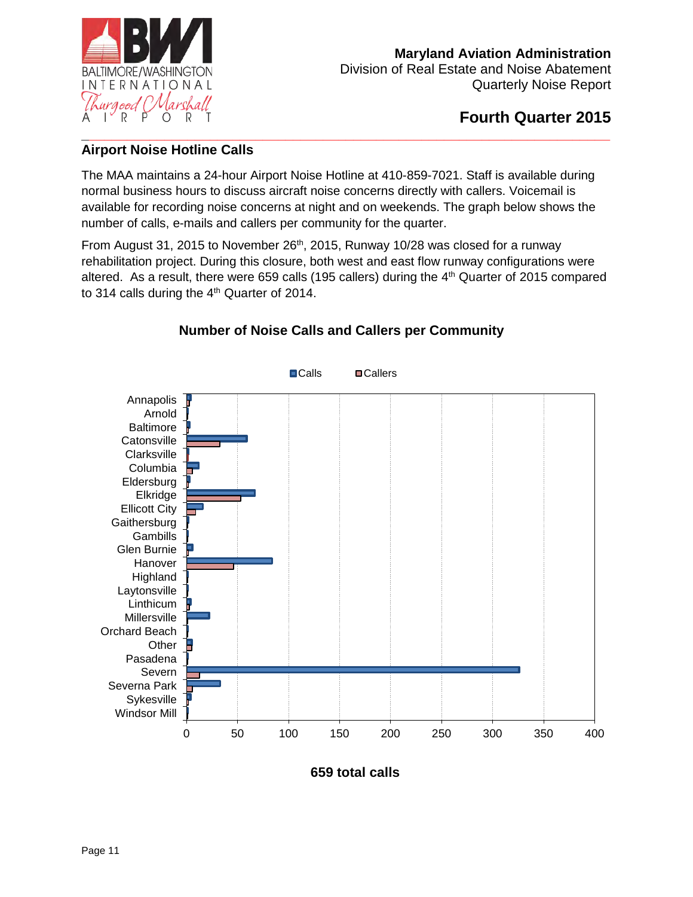Maryland Aviation Administration
Division of Real Estate and Noise Abatement
Quarterly Noise Report

## Fourth Quarter 2015

### Airport Noise Hotline Calls

The MAA maintains a 24-hour Airport Noise Hotline at 410-859-7021. Staff is available during normal business hours to discuss aircraft noise concerns directly with callers. Voicemail is available for recording noise concerns at night and on weekends. The graph below shows the number of calls, e-mails and callers per community for the quarter.

From August 31, 2015 to November 26th, 2015, Runway 10/28 was closed for a runway rehabilitation project. During this closure, both west and east flow runway configurations were altered. As a result, there were 659 calls (195 callers) during the 4th Quarter of 2015 compared to 314 calls during the 4th Quarter of 2014.

**Number of Noise Calls and Callers per Community**

Calls / Callers

Annapolis, Arnold, Baltimore, Catonsville, Clarksville, Columbia, Eldersburg, Elkridge, Ellicott City, Gaithersburg, Gambills, Glen Burnie, Hanover, Highland, Laytonsville, Linthicum, Millersville, Orchard Beach, Other, Pasadena, Severn, Severna Park, Sykesville, Windsor Mill

0 50 100 150 200 250 300 350 400

**659 total calls**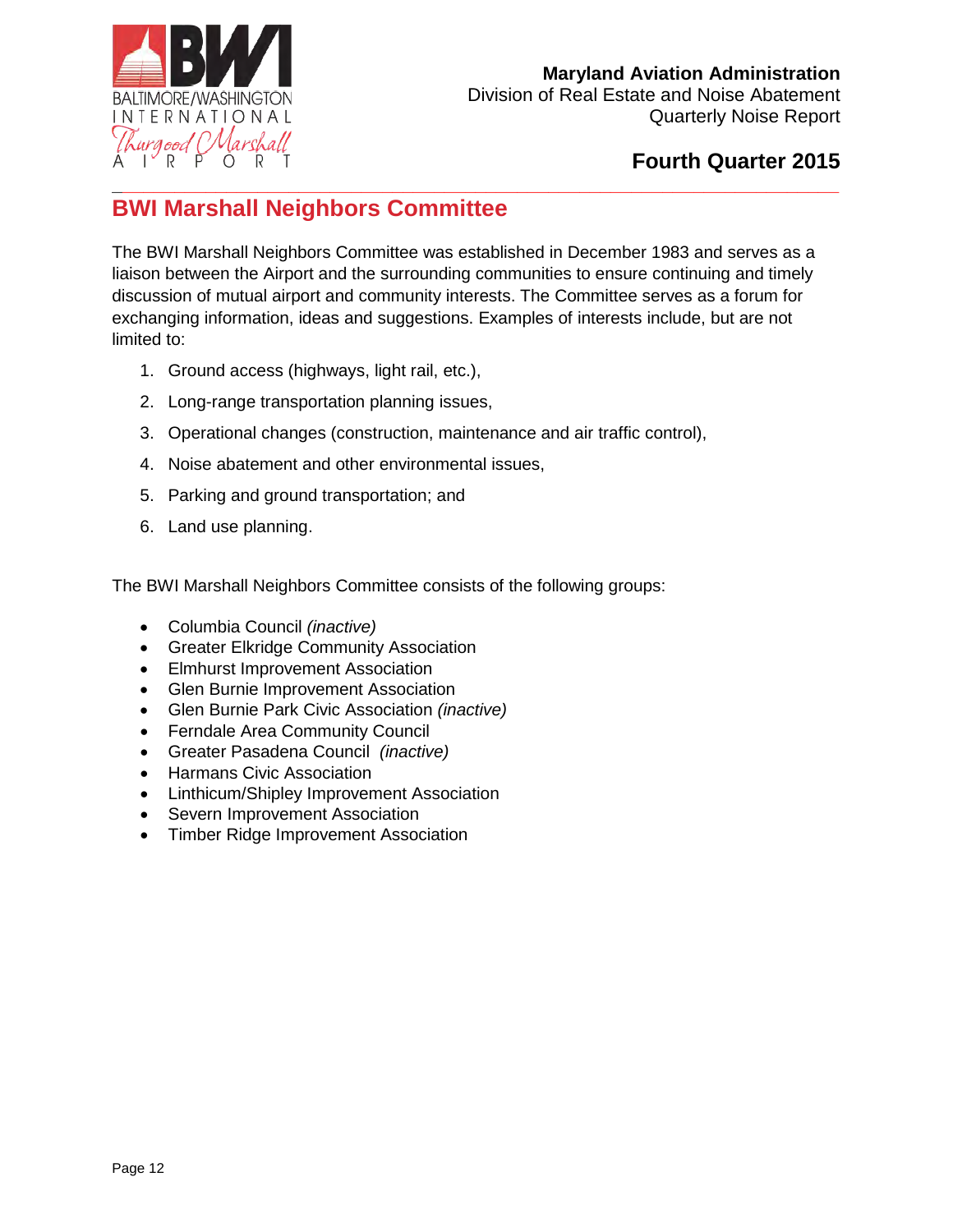## BWI Marshall Neighbors Committee

The BWI Marshall Neighbors Committee was established in December 1983 and serves as a liaison between the Airport and the surrounding communities to ensure continuing and timely discussion of mutual airport and community interests. The Committee serves as a forum for exchanging information, ideas and suggestions. Examples of interests include, but are not limited to:

1. Ground access (highways, light rail, etc.),
2. Long-range transportation planning issues,
3. Operational changes (construction, maintenance and air traffic control),
4. Noise abatement and other environmental issues,
5. Parking and ground transportation; and
6. Land use planning.

The BWI Marshall Neighbors Committee consists of the following groups:

- Columbia Council *(inactive)*
- Greater Elkridge Community Association
- Elmhurst Improvement Association
- Glen Burnie Improvement Association
- Glen Burnie Park Civic Association *(inactive)*
- Ferndale Area Community Council
- Greater Pasadena Council *(inactive)*
- Harmans Civic Association
- Linthicum/Shipley Improvement Association
- Severn Improvement Association
- Timber Ridge Improvement Association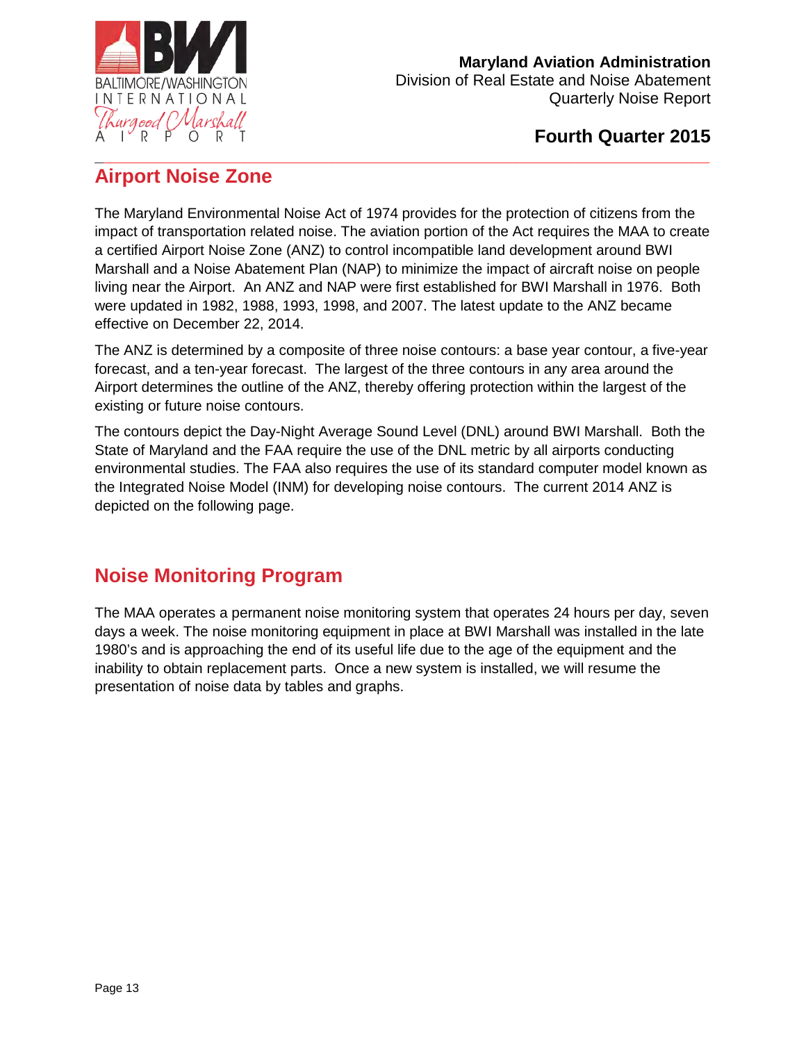## Airport Noise Zone

The Maryland Environmental Noise Act of 1974 provides for the protection of citizens from the impact of transportation related noise. The aviation portion of the Act requires the MAA to create a certified Airport Noise Zone (ANZ) to control incompatible land development around BWI Marshall and a Noise Abatement Plan (NAP) to minimize the impact of aircraft noise on people living near the Airport. An ANZ and NAP were first established for BWI Marshall in 1976. Both were updated in 1982, 1988, 1993, 1998, and 2007. The latest update to the ANZ became effective on December 22, 2014.

The ANZ is determined by a composite of three noise contours: a base year contour, a five-year forecast, and a ten-year forecast. The largest of the three contours in any area around the Airport determines the outline of the ANZ, thereby offering protection within the largest of the existing or future noise contours.

The contours depict the Day-Night Average Sound Level (DNL) around BWI Marshall. Both the State of Maryland and the FAA require the use of the DNL metric by all airports conducting environmental studies. The FAA also requires the use of its standard computer model known as the Integrated Noise Model (INM) for developing noise contours. The current 2014 ANZ is depicted on the following page.

## Noise Monitoring Program

The MAA operates a permanent noise monitoring system that operates 24 hours per day, seven days a week. The noise monitoring equipment in place at BWI Marshall was installed in the late 1980's and is approaching the end of its useful life due to the age of the equipment and the inability to obtain replacement parts. Once a new system is installed, we will resume the presentation of noise data by tables and graphs.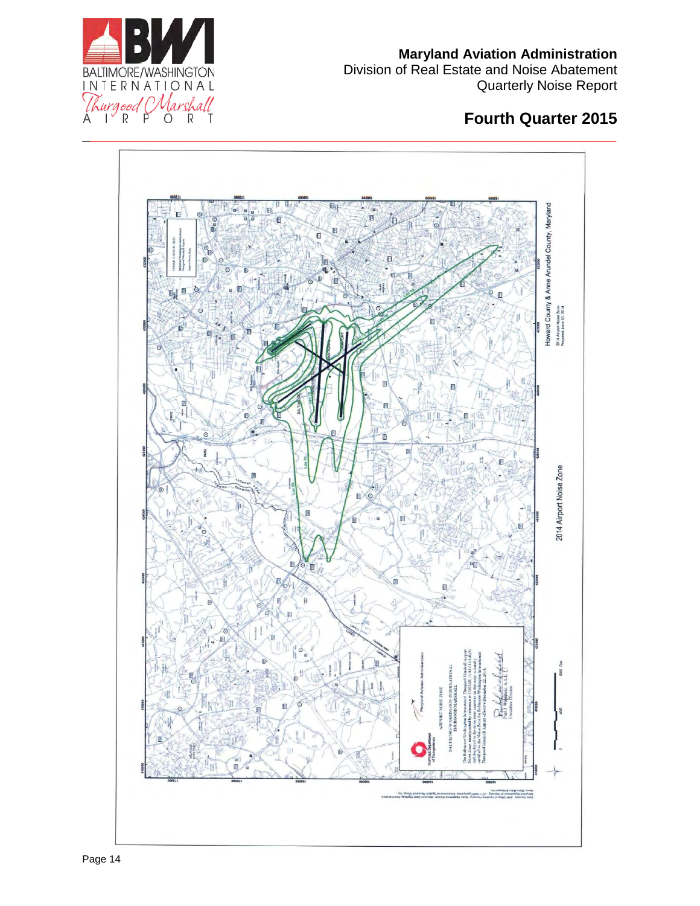**Maryland Aviation Administration**
Division of Real Estate and Noise Abatement
Quarterly Noise Report

## Fourth Quarter 2015

Howard County & Anne Arundel County, Maryland

2014 Airport Noise Zone
Prepared June 30, 2014

2014 Airport Noise Zone

Maryland Department of Transportation

Maryland Aviation Administration

AIRPORT NOISE ZONE

BALTIMORE/WASHINGTON INTERNATIONAL THURGOOD MARSHALL

The Baltimore/Washington International Thurgood Marshall Airport Noise Zone, incorporated by reference at COMAR 11.03.03.01(B)(5) and displayed on the noise zone contours on this map, is hereby certified as the Noise Zone for the Baltimore/Washington International Thurgood Marshall Airport effective December 22, 2014.

Paul J. Wiedefeld, A.A.E.
Executive Director